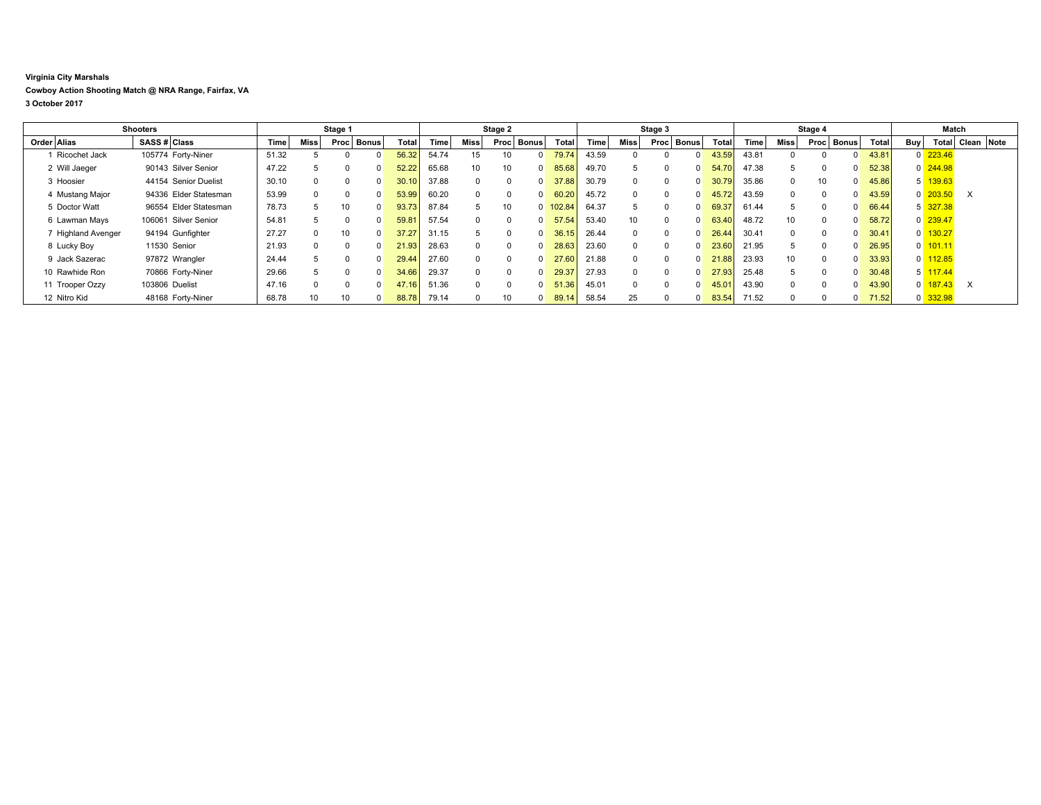**Virginia City Marshals**

**Cowboy Action Shooting Match @ NRA Range, Fairfax, VA**

**3 October 2017**

| Shooters | | | | Stage 1 | | | | | Stage 2 | | | | | Stage 3 | | | | | Stage 4 | | | | | Match | | | |
|---|---|---|---|---|---|---|---|---|---|---|---|---|---|---|---|---|---|---|---|---|---|---|---|---|---|---|---|
| Order | Alias | SASS # | Class | Time | Miss | Proc | Bonus | Total | Time | Miss | Proc | Bonus | Total | Time | Miss | Proc | Bonus | Total | Time | Miss | Proc | Bonus | Total | Buy | Total | Clean | Note |
| 1 | Ricochet Jack | 105774 | Forty-Niner | 51.32 | 5 | 0 | 0 | 56.32 | 54.74 | 15 | 10 | 0 | 79.74 | 43.59 | 0 | 0 | 0 | 43.59 | 43.81 | 0 | 0 | 0 | 43.81 | 0 | 223.46 | | |
| 2 | Will Jaeger | 90143 | Silver Senior | 47.22 | 5 | 0 | 0 | 52.22 | 65.68 | 10 | 10 | 0 | 85.68 | 49.70 | 5 | 0 | 0 | 54.70 | 47.38 | 5 | 0 | 0 | 52.38 | 0 | 244.98 | | |
| 3 | Hoosier | 44154 | Senior Duelist | 30.10 | 0 | 0 | 0 | 30.10 | 37.88 | 0 | 0 | 0 | 37.88 | 30.79 | 0 | 0 | 0 | 30.79 | 35.86 | 0 | 10 | 0 | 45.86 | 5 | 139.63 | | |
| 4 | Mustang Major | 94336 | Elder Statesman | 53.99 | 0 | 0 | 0 | 53.99 | 60.20 | 0 | 0 | 0 | 60.20 | 45.72 | 0 | 0 | 0 | 45.72 | 43.59 | 0 | 0 | 0 | 43.59 | 0 | 203.50 | X | |
| 5 | Doctor Watt | 96554 | Elder Statesman | 78.73 | 5 | 10 | 0 | 93.73 | 87.84 | 5 | 10 | 0 | 102.84 | 64.37 | 5 | 0 | 0 | 69.37 | 61.44 | 5 | 0 | 0 | 66.44 | 5 | 327.38 | | |
| 6 | Lawman Mays | 106061 | Silver Senior | 54.81 | 5 | 0 | 0 | 59.81 | 57.54 | 0 | 0 | 0 | 57.54 | 53.40 | 10 | 0 | 0 | 63.40 | 48.72 | 10 | 0 | 0 | 58.72 | 0 | 239.47 | | |
| 7 | Highland Avenger | 94194 | Gunfighter | 27.27 | 0 | 10 | 0 | 37.27 | 31.15 | 5 | 0 | 0 | 36.15 | 26.44 | 0 | 0 | 0 | 26.44 | 30.41 | 0 | 0 | 0 | 30.41 | 0 | 130.27 | | |
| 8 | Lucky Boy | 11530 | Senior | 21.93 | 0 | 0 | 0 | 21.93 | 28.63 | 0 | 0 | 0 | 28.63 | 23.60 | 0 | 0 | 0 | 23.60 | 21.95 | 5 | 0 | 0 | 26.95 | 0 | 101.11 | | |
| 9 | Jack Sazerac | 97872 | Wrangler | 24.44 | 5 | 0 | 0 | 29.44 | 27.60 | 0 | 0 | 0 | 27.60 | 21.88 | 0 | 0 | 0 | 21.88 | 23.93 | 10 | 0 | 0 | 33.93 | 0 | 112.85 | | |
| 10 | Rawhide Ron | 70866 | Forty-Niner | 29.66 | 5 | 0 | 0 | 34.66 | 29.37 | 0 | 0 | 0 | 29.37 | 27.93 | 0 | 0 | 0 | 27.93 | 25.48 | 5 | 0 | 0 | 30.48 | 5 | 117.44 | | |
| 11 | Trooper Ozzy | 103806 | Duelist | 47.16 | 0 | 0 | 0 | 47.16 | 51.36 | 0 | 0 | 0 | 51.36 | 45.01 | 0 | 0 | 0 | 45.01 | 43.90 | 0 | 0 | 0 | 43.90 | 0 | 187.43 | X | |
| 12 | Nitro Kid | 48168 | Forty-Niner | 68.78 | 10 | 10 | 0 | 88.78 | 79.14 | 0 | 10 | 0 | 89.14 | 58.54 | 25 | 0 | 0 | 83.54 | 71.52 | 0 | 0 | 0 | 71.52 | 0 | 332.98 | | |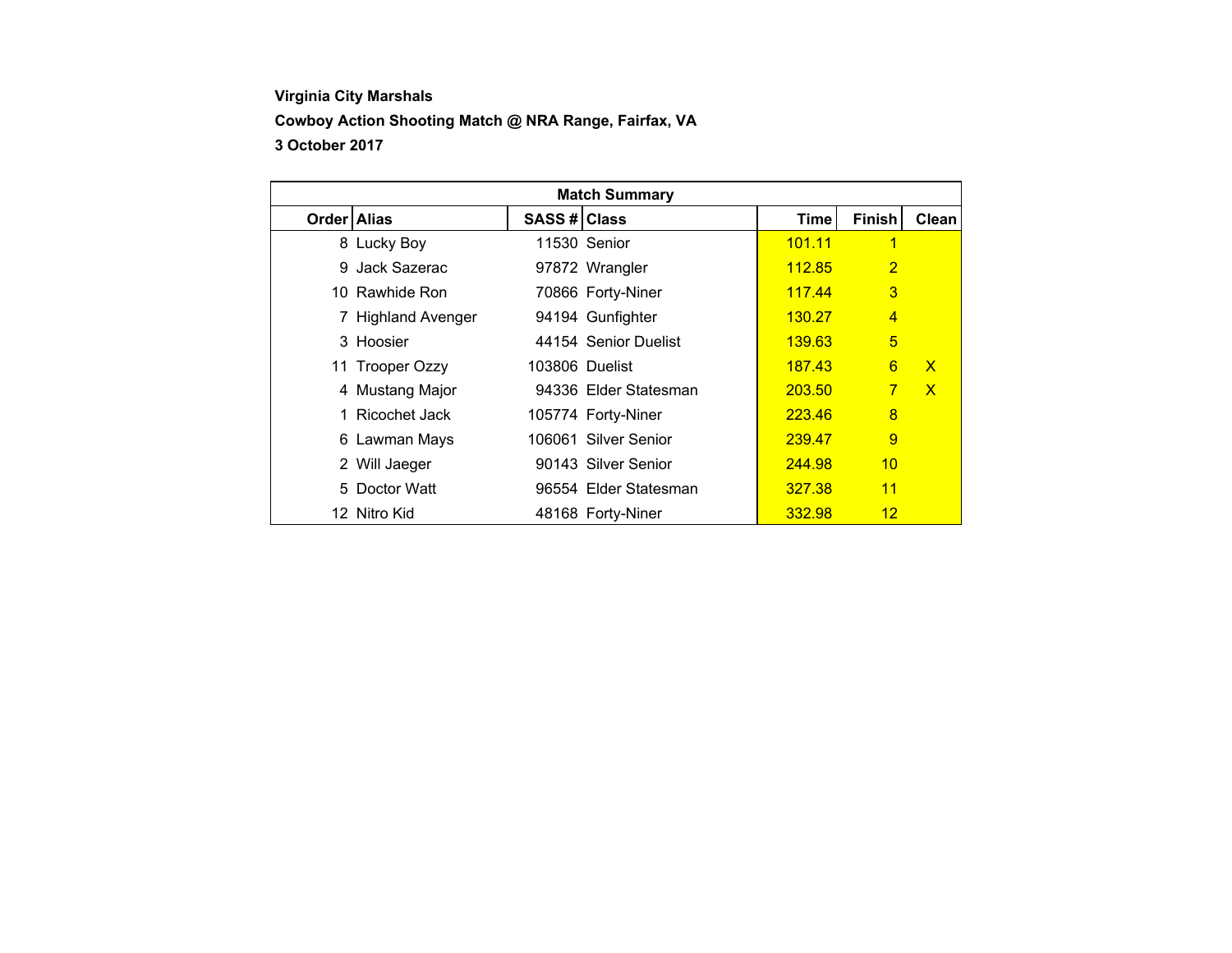**Virginia City Marshals**

**Cowboy Action Shooting Match @ NRA Range, Fairfax, VA**

**3 October 2017**

| Match Summary | | | | | | |
|---|---|---|---|---|---|---|
| **Order** | **Alias** | **SASS #** | **Class** | **Time** | **Finish** | **Clean** |
| 8 | Lucky Boy | 11530 | Senior | 101.11 | 1 | |
| 9 | Jack Sazerac | 97872 | Wrangler | 112.85 | 2 | |
| 10 | Rawhide Ron | 70866 | Forty-Niner | 117.44 | 3 | |
| 7 | Highland Avenger | 94194 | Gunfighter | 130.27 | 4 | |
| 3 | Hoosier | 44154 | Senior Duelist | 139.63 | 5 | |
| 11 | Trooper Ozzy | 103806 | Duelist | 187.43 | 6 | X |
| 4 | Mustang Major | 94336 | Elder Statesman | 203.50 | 7 | X |
| 1 | Ricochet Jack | 105774 | Forty-Niner | 223.46 | 8 | |
| 6 | Lawman Mays | 106061 | Silver Senior | 239.47 | 9 | |
| 2 | Will Jaeger | 90143 | Silver Senior | 244.98 | 10 | |
| 5 | Doctor Watt | 96554 | Elder Statesman | 327.38 | 11 | |
| 12 | Nitro Kid | 48168 | Forty-Niner | 332.98 | 12 | |